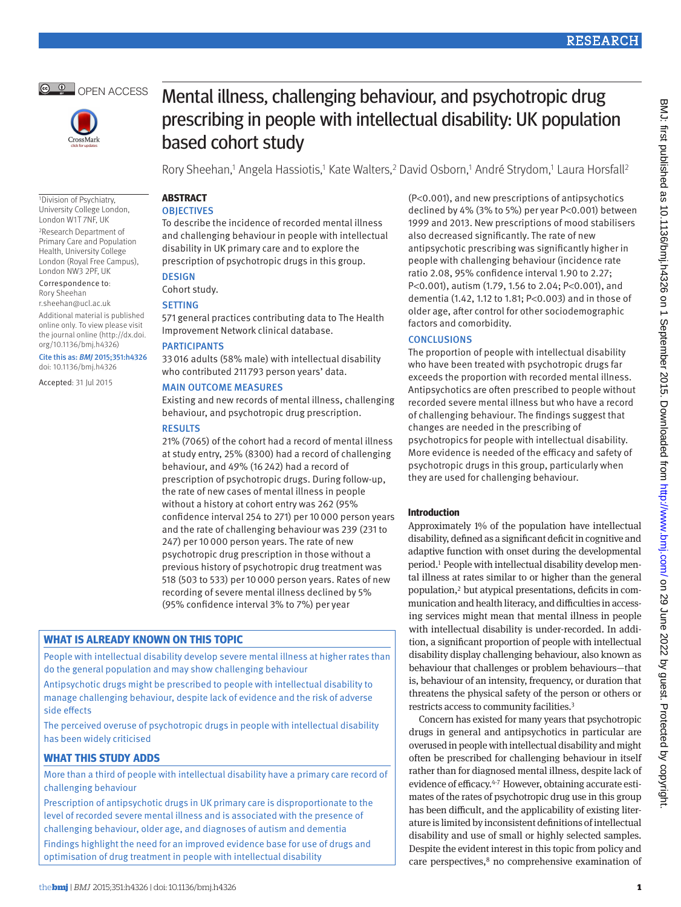# Mental illness, challenging behaviour, and psychotropic drug prescribing in people with intellectual disability: UK population based cohort study

Rory Sheehan,[1] Angela Hassiotis,[1] Kate Walters,[2] David Osborn,[1] André Strydom,[1] Laura Horsfall[2]

[1]Division of Psychiatry, University College London, London W1T 7NF, UK

[2]Research Department of Primary Care and Population Health, University College London (Royal Free Campus), London NW3 2PF, UK

Correspondence to: Rory Sheehan r.sheehan@ucl.ac.uk

Additional material is published online only. To view please visit the journal online (http://dx.doi.org/10.1136/bmj.h4326)

Cite this as: *BMJ* 2015;351:h4326

doi: 10.1136/bmj.h4326

Accepted: 31 Jul 2015

## ABSTRACT

### OBJECTIVES

To describe the incidence of recorded mental illness and challenging behaviour in people with intellectual disability in UK primary care and to explore the prescription of psychotropic drugs in this group.

### DESIGN

Cohort study.

### SETTING

571 general practices contributing data to The Health Improvement Network clinical database.

### PARTICIPANTS

33 016 adults (58% male) with intellectual disability who contributed 211 793 person years' data.

### MAIN OUTCOME MEASURES

Existing and new records of mental illness, challenging behaviour, and psychotropic drug prescription.

### RESULTS

21% (7065) of the cohort had a record of mental illness at study entry, 25% (8300) had a record of challenging behaviour, and 49% (16 242) had a record of prescription of psychotropic drugs. During follow-up, the rate of new cases of mental illness in people without a history at cohort entry was 262 (95% confidence interval 254 to 271) per 10 000 person years and the rate of challenging behaviour was 239 (231 to 247) per 10 000 person years. The rate of new psychotropic drug prescription in those without a previous history of psychotropic drug treatment was 518 (503 to 533) per 10 000 person years. Rates of new recording of severe mental illness declined by 5% (95% confidence interval 3% to 7%) per year (P<0.001), and new prescriptions of antipsychotics declined by 4% (3% to 5%) per year P<0.001) between 1999 and 2013. New prescriptions of mood stabilisers also decreased significantly. The rate of new antipsychotic prescribing was significantly higher in people with challenging behaviour (incidence rate ratio 2.08, 95% confidence interval 1.90 to 2.27; P<0.001), autism (1.79, 1.56 to 2.04; P<0.001), and dementia (1.42, 1.12 to 1.81; P<0.003) and in those of older age, after control for other sociodemographic factors and comorbidity.

### CONCLUSIONS

The proportion of people with intellectual disability who have been treated with psychotropic drugs far exceeds the proportion with recorded mental illness. Antipsychotics are often prescribed to people without recorded severe mental illness but who have a record of challenging behaviour. The findings suggest that changes are needed in the prescribing of psychotropics for people with intellectual disability. More evidence is needed of the efficacy and safety of psychotropic drugs in this group, particularly when they are used for challenging behaviour.

## WHAT IS ALREADY KNOWN ON THIS TOPIC

People with intellectual disability develop severe mental illness at higher rates than do the general population and may show challenging behaviour

Antipsychotic drugs might be prescribed to people with intellectual disability to manage challenging behaviour, despite lack of evidence and the risk of adverse side effects

The perceived overuse of psychotropic drugs in people with intellectual disability has been widely criticised

## WHAT THIS STUDY ADDS

More than a third of people with intellectual disability have a primary care record of challenging behaviour

Prescription of antipsychotic drugs in UK primary care is disproportionate to the level of recorded severe mental illness and is associated with the presence of challenging behaviour, older age, and diagnoses of autism and dementia

Findings highlight the need for an improved evidence base for use of drugs and optimisation of drug treatment in people with intellectual disability

## Introduction

Approximately 1% of the population have intellectual disability, defined as a significant deficit in cognitive and adaptive function with onset during the developmental period.[1] People with intellectual disability develop mental illness at rates similar to or higher than the general population,[2] but atypical presentations, deficits in communication and health literacy, and difficulties in accessing services might mean that mental illness in people with intellectual disability is under-recorded. In addition, a significant proportion of people with intellectual disability display challenging behaviour, also known as behaviour that challenges or problem behaviours—that is, behaviour of an intensity, frequency, or duration that threatens the physical safety of the person or others or restricts access to community facilities.[3]

Concern has existed for many years that psychotropic drugs in general and antipsychotics in particular are overused in people with intellectual disability and might often be prescribed for challenging behaviour in itself rather than for diagnosed mental illness, despite lack of evidence of efficacy.[4-7] However, obtaining accurate estimates of the rates of psychotropic drug use in this group has been difficult, and the applicability of existing literature is limited by inconsistent definitions of intellectual disability and use of small or highly selected samples. Despite the evident interest in this topic from policy and care perspectives,[8] no comprehensive examination of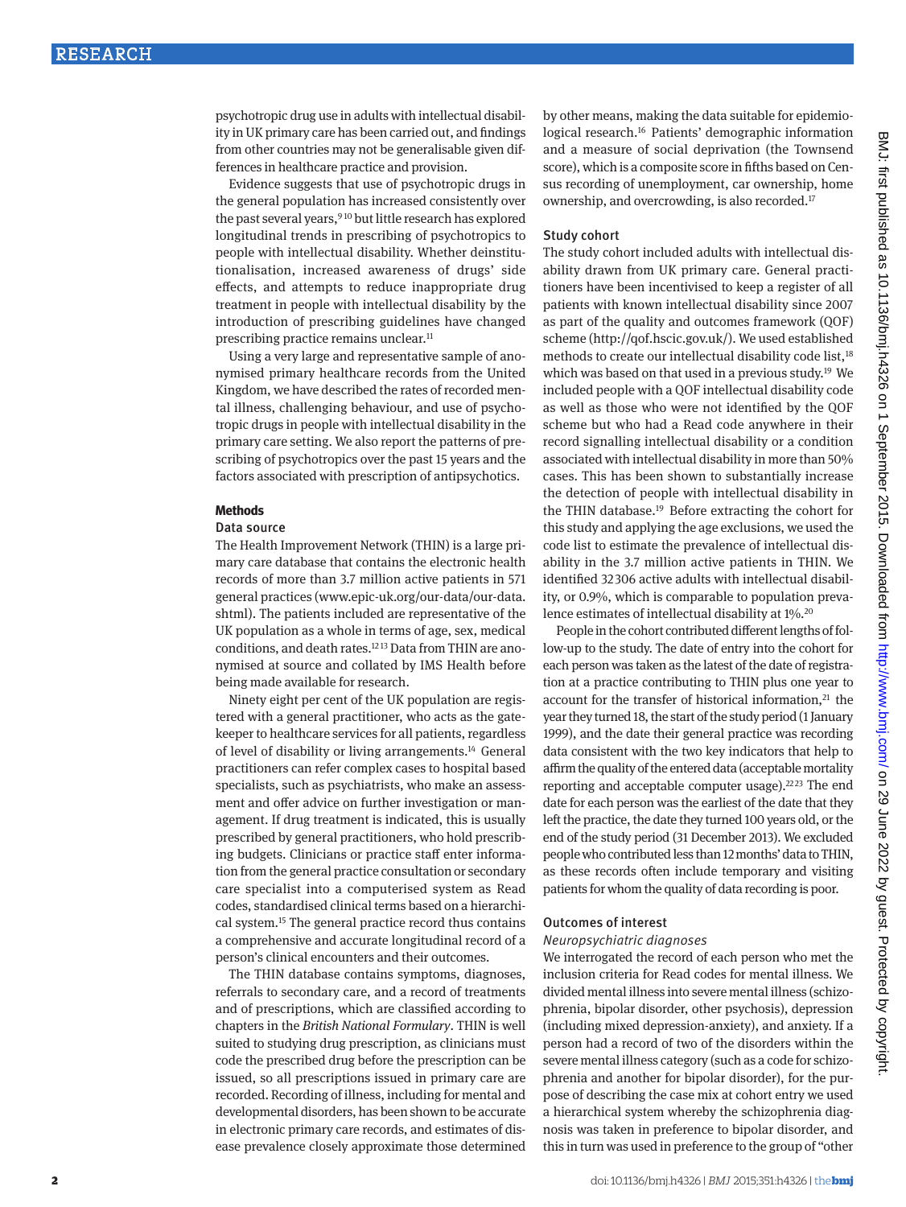psychotropic drug use in adults with intellectual disability in UK primary care has been carried out, and findings from other countries may not be generalisable given differences in healthcare practice and provision.

Evidence suggests that use of psychotropic drugs in the general population has increased consistently over the past several years,[9,10] but little research has explored longitudinal trends in prescribing of psychotropics to people with intellectual disability. Whether deinstitutionalisation, increased awareness of drugs' side effects, and attempts to reduce inappropriate drug treatment in people with intellectual disability by the introduction of prescribing guidelines have changed prescribing practice remains unclear.[11]

Using a very large and representative sample of anonymised primary healthcare records from the United Kingdom, we have described the rates of recorded mental illness, challenging behaviour, and use of psychotropic drugs in people with intellectual disability in the primary care setting. We also report the patterns of prescribing of psychotropics over the past 15 years and the factors associated with prescription of antipsychotics.

## Methods

### Data source

The Health Improvement Network (THIN) is a large primary care database that contains the electronic health records of more than 3.7 million active patients in 571 general practices (www.epic-uk.org/our-data/our-data.shtml). The patients included are representative of the UK population as a whole in terms of age, sex, medical conditions, and death rates.[12,13] Data from THIN are anonymised at source and collated by IMS Health before being made available for research.

Ninety eight per cent of the UK population are registered with a general practitioner, who acts as the gatekeeper to healthcare services for all patients, regardless of level of disability or living arrangements.[14] General practitioners can refer complex cases to hospital based specialists, such as psychiatrists, who make an assessment and offer advice on further investigation or management. If drug treatment is indicated, this is usually prescribed by general practitioners, who hold prescribing budgets. Clinicians or practice staff enter information from the general practice consultation or secondary care specialist into a computerised system as Read codes, standardised clinical terms based on a hierarchical system.[15] The general practice record thus contains a comprehensive and accurate longitudinal record of a person's clinical encounters and their outcomes.

The THIN database contains symptoms, diagnoses, referrals to secondary care, and a record of treatments and of prescriptions, which are classified according to chapters in the *British National Formulary*. THIN is well suited to studying drug prescription, as clinicians must code the prescribed drug before the prescription can be issued, so all prescriptions issued in primary care are recorded. Recording of illness, including for mental and developmental disorders, has been shown to be accurate in electronic primary care records, and estimates of disease prevalence closely approximate those determined by other means, making the data suitable for epidemiological research.[16] Patients' demographic information and a measure of social deprivation (the Townsend score), which is a composite score in fifths based on Census recording of unemployment, car ownership, home ownership, and overcrowding, is also recorded.[17]

### Study cohort

The study cohort included adults with intellectual disability drawn from UK primary care. General practitioners have been incentivised to keep a register of all patients with known intellectual disability since 2007 as part of the quality and outcomes framework (QOF) scheme (http://qof.hscic.gov.uk/). We used established methods to create our intellectual disability code list,[18] which was based on that used in a previous study.[19] We included people with a QOF intellectual disability code as well as those who were not identified by the QOF scheme but who had a Read code anywhere in their record signalling intellectual disability or a condition associated with intellectual disability in more than 50% cases. This has been shown to substantially increase the detection of people with intellectual disability in the THIN database.[19] Before extracting the cohort for this study and applying the age exclusions, we used the code list to estimate the prevalence of intellectual disability in the 3.7 million active patients in THIN. We identified 32 306 active adults with intellectual disability, or 0.9%, which is comparable to population prevalence estimates of intellectual disability at 1%.[20]

People in the cohort contributed different lengths of follow-up to the study. The date of entry into the cohort for each person was taken as the latest of the date of registration at a practice contributing to THIN plus one year to account for the transfer of historical information,[21] the year they turned 18, the start of the study period (1 January 1999), and the date their general practice was recording data consistent with the two key indicators that help to affirm the quality of the entered data (acceptable mortality reporting and acceptable computer usage).[22,23] The end date for each person was the earliest of the date that they left the practice, the date they turned 100 years old, or the end of the study period (31 December 2013). We excluded people who contributed less than 12 months' data to THIN, as these records often include temporary and visiting patients for whom the quality of data recording is poor.

### Outcomes of interest

#### *Neuropsychiatric diagnoses*

We interrogated the record of each person who met the inclusion criteria for Read codes for mental illness. We divided mental illness into severe mental illness (schizophrenia, bipolar disorder, other psychosis), depression (including mixed depression-anxiety), and anxiety. If a person had a record of two of the disorders within the severe mental illness category (such as a code for schizophrenia and another for bipolar disorder), for the purpose of describing the case mix at cohort entry we used a hierarchical system whereby the schizophrenia diagnosis was taken in preference to bipolar disorder, and this in turn was used in preference to the group of "other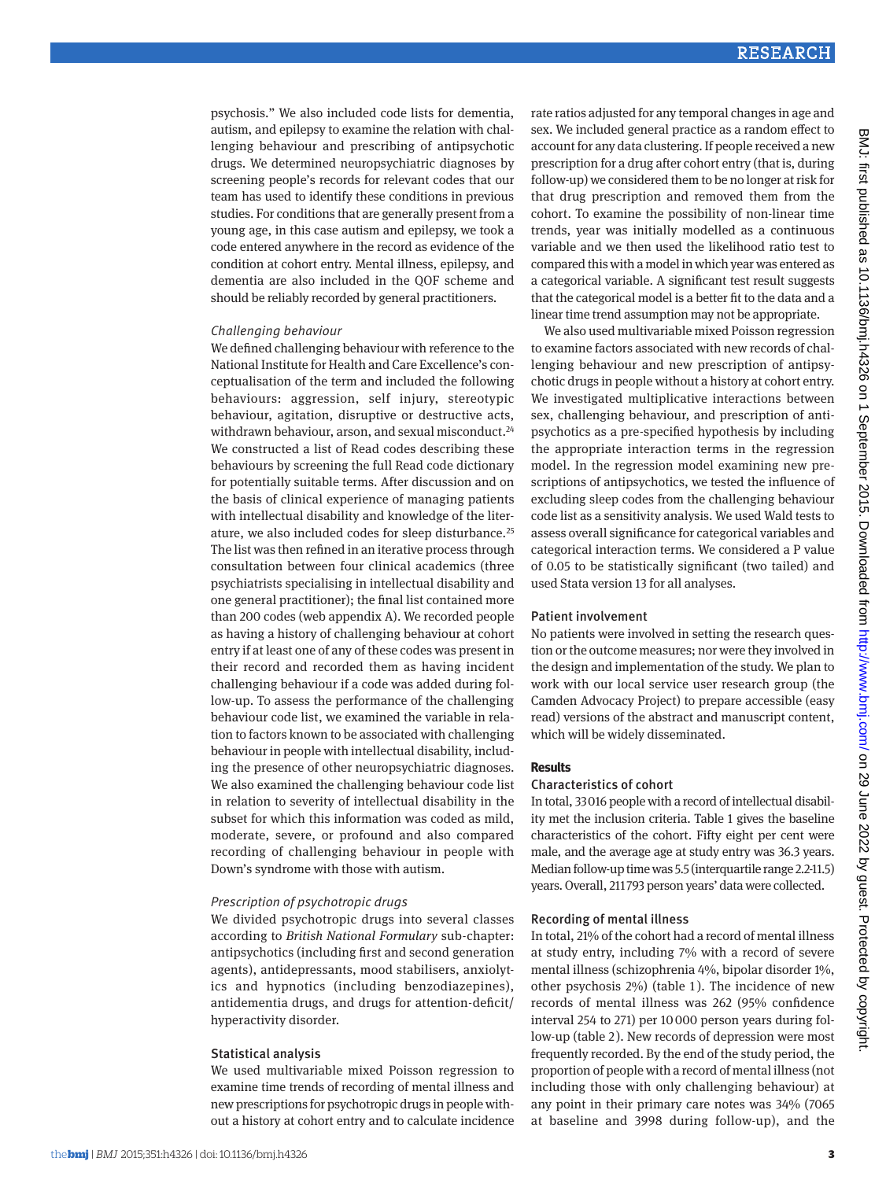psychosis." We also included code lists for dementia, autism, and epilepsy to examine the relation with challenging behaviour and prescribing of antipsychotic drugs. We determined neuropsychiatric diagnoses by screening people's records for relevant codes that our team has used to identify these conditions in previous studies. For conditions that are generally present from a young age, in this case autism and epilepsy, we took a code entered anywhere in the record as evidence of the condition at cohort entry. Mental illness, epilepsy, and dementia are also included in the QOF scheme and should be reliably recorded by general practitioners.

### *Challenging behaviour*

We defined challenging behaviour with reference to the National Institute for Health and Care Excellence's conceptualisation of the term and included the following behaviours: aggression, self injury, stereotypic behaviour, agitation, disruptive or destructive acts, withdrawn behaviour, arson, and sexual misconduct.[24] We constructed a list of Read codes describing these behaviours by screening the full Read code dictionary for potentially suitable terms. After discussion and on the basis of clinical experience of managing patients with intellectual disability and knowledge of the literature, we also included codes for sleep disturbance.[25] The list was then refined in an iterative process through consultation between four clinical academics (three psychiatrists specialising in intellectual disability and one general practitioner); the final list contained more than 200 codes (web appendix A). We recorded people as having a history of challenging behaviour at cohort entry if at least one of any of these codes was present in their record and recorded them as having incident challenging behaviour if a code was added during follow-up. To assess the performance of the challenging behaviour code list, we examined the variable in relation to factors known to be associated with challenging behaviour in people with intellectual disability, including the presence of other neuropsychiatric diagnoses. We also examined the challenging behaviour code list in relation to severity of intellectual disability in the subset for which this information was coded as mild, moderate, severe, or profound and also compared recording of challenging behaviour in people with Down's syndrome with those with autism.

### *Prescription of psychotropic drugs*

We divided psychotropic drugs into several classes according to *British National Formulary* sub-chapter: antipsychotics (including first and second generation agents), antidepressants, mood stabilisers, anxiolytics and hypnotics (including benzodiazepines), antidementia drugs, and drugs for attention-deficit/hyperactivity disorder.

## Statistical analysis

We used multivariable mixed Poisson regression to examine time trends of recording of mental illness and new prescriptions for psychotropic drugs in people without a history at cohort entry and to calculate incidence rate ratios adjusted for any temporal changes in age and sex. We included general practice as a random effect to account for any data clustering. If people received a new prescription for a drug after cohort entry (that is, during follow-up) we considered them to be no longer at risk for that drug prescription and removed them from the cohort. To examine the possibility of non-linear time trends, year was initially modelled as a continuous variable and we then used the likelihood ratio test to compared this with a model in which year was entered as a categorical variable. A significant test result suggests that the categorical model is a better fit to the data and a linear time trend assumption may not be appropriate.

We also used multivariable mixed Poisson regression to examine factors associated with new records of challenging behaviour and new prescription of antipsychotic drugs in people without a history at cohort entry. We investigated multiplicative interactions between sex, challenging behaviour, and prescription of antipsychotics as a pre-specified hypothesis by including the appropriate interaction terms in the regression model. In the regression model examining new prescriptions of antipsychotics, we tested the influence of excluding sleep codes from the challenging behaviour code list as a sensitivity analysis. We used Wald tests to assess overall significance for categorical variables and categorical interaction terms. We considered a P value of 0.05 to be statistically significant (two tailed) and used Stata version 13 for all analyses.

## Patient involvement

No patients were involved in setting the research question or the outcome measures; nor were they involved in the design and implementation of the study. We plan to work with our local service user research group (the Camden Advocacy Project) to prepare accessible (easy read) versions of the abstract and manuscript content, which will be widely disseminated.

# Results

## Characteristics of cohort

In total, 33016 people with a record of intellectual disability met the inclusion criteria. Table 1 gives the baseline characteristics of the cohort. Fifty eight per cent were male, and the average age at study entry was 36.3 years. Median follow-up time was 5.5 (interquartile range 2.2-11.5) years. Overall, 211793 person years' data were collected.

## Recording of mental illness

In total, 21% of the cohort had a record of mental illness at study entry, including 7% with a record of severe mental illness (schizophrenia 4%, bipolar disorder 1%, other psychosis 2%) (table 1). The incidence of new records of mental illness was 262 (95% confidence interval 254 to 271) per 10000 person years during follow-up (table 2). New records of depression were most frequently recorded. By the end of the study period, the proportion of people with a record of mental illness (not including those with only challenging behaviour) at any point in their primary care notes was 34% (7065 at baseline and 3998 during follow-up), and the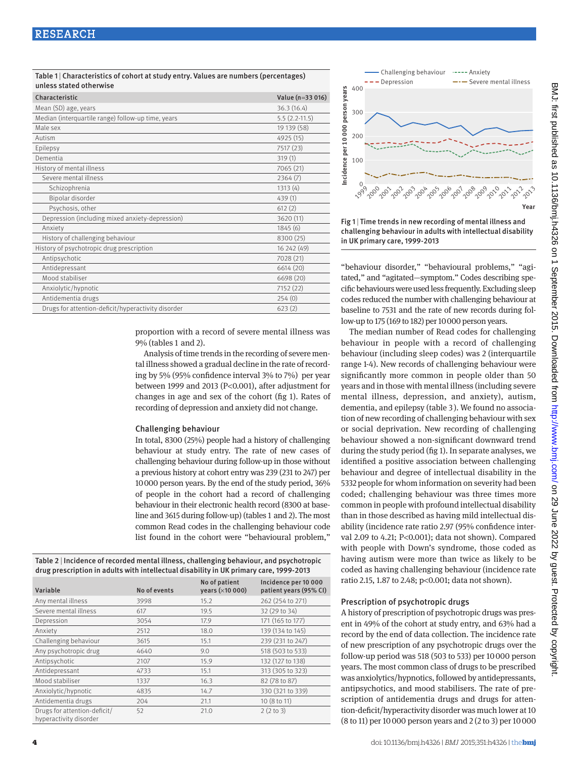Table 1 | Characteristics of cohort at study entry. Values are numbers (percentages) unless stated otherwise

| Characteristic | Value (n=33 016) |
|---|---|
| Mean (SD) age, years | 36.3 (16.4) |
| Median (interquartile range) follow-up time, years | 5.5 (2.2-11.5) |
| Male sex | 19 139 (58) |
| Autism | 4925 (15) |
| Epilepsy | 7517 (23) |
| Dementia | 319 (1) |
| History of mental illness | 7065 (21) |
| Severe mental illness | 2364 (7) |
| Schizophrenia | 1313 (4) |
| Bipolar disorder | 439 (1) |
| Psychosis, other | 612 (2) |
| Depression (including mixed anxiety-depression) | 3620 (11) |
| Anxiety | 1845 (6) |
| History of challenging behaviour | 8300 (25) |
| History of psychotropic drug prescription | 16 242 (49) |
| Antipsychotic | 7028 (21) |
| Antidepressant | 6614 (20) |
| Mood stabiliser | 6698 (20) |
| Anxiolytic/hypnotic | 7152 (22) |
| Antidementia drugs | 254 (0) |
| Drugs for attention-deficit/hyperactivity disorder | 623 (2) |

proportion with a record of severe mental illness was 9% (tables 1 and 2).

Analysis of time trends in the recording of severe mental illness showed a gradual decline in the rate of recording by 5% (95% confidence interval 3% to 7%) per year between 1999 and 2013 (P<0.001), after adjustment for changes in age and sex of the cohort (fig 1). Rates of recording of depression and anxiety did not change.

### Challenging behaviour

In total, 8300 (25%) people had a history of challenging behaviour at study entry. The rate of new cases of challenging behaviour during follow-up in those without a previous history at cohort entry was 239 (231 to 247) per 10 000 person years. By the end of the study period, 36% of people in the cohort had a record of challenging behaviour in their electronic health record (8300 at baseline and 3615 during follow-up) (tables 1 and 2). The most common Read codes in the challenging behaviour code list found in the cohort were "behavioural problem," "behaviour disorder," "behavioural problems," "agitated," and "agitated—symptom." Codes describing specific behaviours were used less frequently. Excluding sleep codes reduced the number with challenging behaviour at baseline to 7531 and the rate of new records during follow-up to 175 (169 to 182) per 10 000 person years.

The median number of Read codes for challenging behaviour in people with a record of challenging behaviour (including sleep codes) was 2 (interquartile range 1-4). New records of challenging behaviour were significantly more common in people older than 50 years and in those with mental illness (including severe mental illness, depression, and anxiety), autism, dementia, and epilepsy (table 3). We found no association of new recording of challenging behaviour with sex or social deprivation. New recording of challenging behaviour showed a non-significant downward trend during the study period (fig 1). In separate analyses, we identified a positive association between challenging behaviour and degree of intellectual disability in the 5332 people for whom information on severity had been coded; challenging behaviour was three times more common in people with profound intellectual disability than in those described as having mild intellectual disability (incidence rate ratio 2.97 (95% confidence interval 2.09 to 4.21; P<0.001); data not shown). Compared with people with Down's syndrome, those coded as having autism were more than twice as likely to be coded as having challenging behaviour (incidence rate ratio 2.15, 1.87 to 2.48; p<0.001; data not shown).

Fig 1 | Time trends in new recording of mental illness and challenging behaviour in adults with intellectual disability in UK primary care, 1999-2013

Table 2 | Incidence of recorded mental illness, challenging behaviour, and psychotropic drug prescription in adults with intellectual disability in UK primary care, 1999-2013

| Variable | No of events | No of patient years (×10 000) | Incidence per 10 000 patient years (95% CI) |
|---|---|---|---|
| Any mental illness | 3998 | 15.2 | 262 (254 to 271) |
| Severe mental illness | 617 | 19.5 | 32 (29 to 34) |
| Depression | 3054 | 17.9 | 171 (165 to 177) |
| Anxiety | 2512 | 18.0 | 139 (134 to 145) |
| Challenging behaviour | 3615 | 15.1 | 239 (231 to 247) |
| Any psychotropic drug | 4640 | 9.0 | 518 (503 to 533) |
| Antipsychotic | 2107 | 15.9 | 132 (127 to 138) |
| Antidepressant | 4733 | 15.1 | 313 (305 to 323) |
| Mood stabiliser | 1337 | 16.3 | 82 (78 to 87) |
| Anxiolytic/hypnotic | 4835 | 14.7 | 330 (321 to 339) |
| Antidementia drugs | 204 | 21.1 | 10 (8 to 11) |
| Drugs for attention-deficit/hyperactivity disorder | 52 | 21.0 | 2 (2 to 3) |

### Prescription of psychotropic drugs

A history of prescription of psychotropic drugs was present in 49% of the cohort at study entry, and 63% had a record by the end of data collection. The incidence rate of new prescription of any psychotropic drugs over the follow-up period was 518 (503 to 533) per 10 000 person years. The most common class of drugs to be prescribed was anxiolytics/hypnotics, followed by antidepressants, antipsychotics, and mood stabilisers. The rate of prescription of antidementia drugs and drugs for attention-deficit/hyperactivity disorder was much lower at 10 (8 to 11) per 10 000 person years and 2 (2 to 3) per 10 000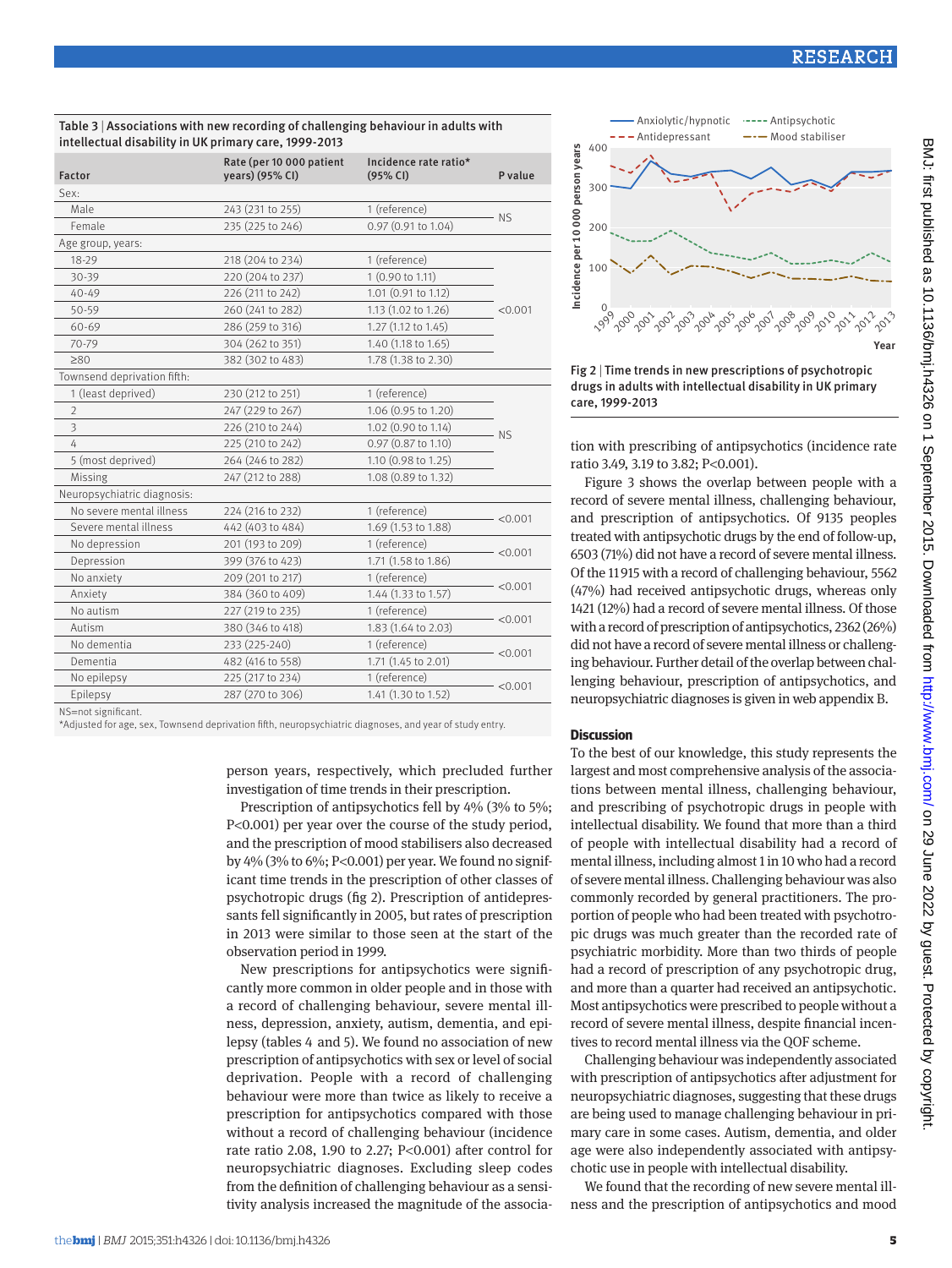**Table 3 | Associations with new recording of challenging behaviour in adults with intellectual disability in UK primary care, 1999-2013**

| Factor | Rate (per 10 000 patient years) (95% CI) | Incidence rate ratio* (95% CI) | P value |
|---|---|---|---|
| Sex: | | | |
| Male | 243 (231 to 255) | 1 (reference) | NS |
| Female | 235 (225 to 246) | 0.97 (0.91 to 1.04) | |
| Age group, years: | | | |
| 18-29 | 218 (204 to 234) | 1 (reference) | <0.001 |
| 30-39 | 220 (204 to 237) | 1 (0.90 to 1.11) | |
| 40-49 | 226 (211 to 242) | 1.01 (0.91 to 1.12) | |
| 50-59 | 260 (241 to 282) | 1.13 (1.02 to 1.26) | |
| 60-69 | 286 (259 to 316) | 1.27 (1.12 to 1.45) | |
| 70-79 | 304 (262 to 351) | 1.40 (1.18 to 1.65) | |
| ≥80 | 382 (302 to 483) | 1.78 (1.38 to 2.30) | |
| Townsend deprivation fifth: | | | |
| 1 (least deprived) | 230 (212 to 251) | 1 (reference) | NS |
| 2 | 247 (229 to 267) | 1.06 (0.95 to 1.20) | |
| 3 | 226 (210 to 244) | 1.02 (0.90 to 1.14) | |
| 4 | 225 (210 to 242) | 0.97 (0.87 to 1.10) | |
| 5 (most deprived) | 264 (246 to 282) | 1.10 (0.98 to 1.25) | |
| Missing | 247 (212 to 288) | 1.08 (0.89 to 1.32) | |
| Neuropsychiatric diagnosis: | | | |
| No severe mental illness | 224 (216 to 232) | 1 (reference) | <0.001 |
| Severe mental illness | 442 (403 to 484) | 1.69 (1.53 to 1.88) | |
| No depression | 201 (193 to 209) | 1 (reference) | <0.001 |
| Depression | 399 (376 to 423) | 1.71 (1.58 to 1.86) | |
| No anxiety | 209 (201 to 217) | 1 (reference) | <0.001 |
| Anxiety | 384 (360 to 409) | 1.44 (1.33 to 1.57) | |
| No autism | 227 (219 to 235) | 1 (reference) | <0.001 |
| Autism | 380 (346 to 418) | 1.83 (1.64 to 2.03) | |
| No dementia | 233 (225-240) | 1 (reference) | <0.001 |
| Dementia | 482 (416 to 558) | 1.71 (1.45 to 2.01) | |
| No epilepsy | 225 (217 to 234) | 1 (reference) | <0.001 |
| Epilepsy | 287 (270 to 306) | 1.41 (1.30 to 1.52) | |

NS=not significant.
*Adjusted for age, sex, Townsend deprivation fifth, neuropsychiatric diagnoses, and year of study entry.

person years, respectively, which precluded further investigation of time trends in their prescription.

Prescription of antipsychotics fell by 4% (3% to 5%; P<0.001) per year over the course of the study period, and the prescription of mood stabilisers also decreased by 4% (3% to 6%; P<0.001) per year. We found no significant time trends in the prescription of other classes of psychotropic drugs (fig 2). Prescription of antidepressants fell significantly in 2005, but rates of prescription in 2013 were similar to those seen at the start of the observation period in 1999.

New prescriptions for antipsychotics were significantly more common in older people and in those with a record of challenging behaviour, severe mental illness, depression, anxiety, autism, dementia, and epilepsy (tables 4 and 5). We found no association of new prescription of antipsychotics with sex or level of social deprivation. People with a record of challenging behaviour were more than twice as likely to receive a prescription for antipsychotics compared with those without a record of challenging behaviour (incidence rate ratio 2.08, 1.90 to 2.27; P<0.001) after control for neuropsychiatric diagnoses. Excluding sleep codes from the definition of challenging behaviour as a sensitivity analysis increased the magnitude of the association with prescribing of antipsychotics (incidence rate ratio 3.49, 3.19 to 3.82; P<0.001).

Fig 2 | Time trends in new prescriptions of psychotropic drugs in adults with intellectual disability in UK primary care, 1999-2013

Figure 3 shows the overlap between people with a record of severe mental illness, challenging behaviour, and prescription of antipsychotics. Of 9135 peoples treated with antipsychotic drugs by the end of follow-up, 6503 (71%) did not have a record of severe mental illness. Of the 11 915 with a record of challenging behaviour, 5562 (47%) had received antipsychotic drugs, whereas only 1421 (12%) had a record of severe mental illness. Of those with a record of prescription of antipsychotics, 2362 (26%) did not have a record of severe mental illness or challenging behaviour. Further detail of the overlap between challenging behaviour, prescription of antipsychotics, and neuropsychiatric diagnoses is given in web appendix B.

## Discussion

To the best of our knowledge, this study represents the largest and most comprehensive analysis of the associations between mental illness, challenging behaviour, and prescribing of psychotropic drugs in people with intellectual disability. We found that more than a third of people with intellectual disability had a record of mental illness, including almost 1 in 10 who had a record of severe mental illness. Challenging behaviour was also commonly recorded by general practitioners. The proportion of people who had been treated with psychotropic drugs was much greater than the recorded rate of psychiatric morbidity. More than two thirds of people had a record of prescription of any psychotropic drug, and more than a quarter had received an antipsychotic. Most antipsychotics were prescribed to people without a record of severe mental illness, despite financial incentives to record mental illness via the QOF scheme.

Challenging behaviour was independently associated with prescription of antipsychotics after adjustment for neuropsychiatric diagnoses, suggesting that these drugs are being used to manage challenging behaviour in primary care in some cases. Autism, dementia, and older age were also independently associated with antipsychotic use in people with intellectual disability.

We found that the recording of new severe mental illness and the prescription of antipsychotics and mood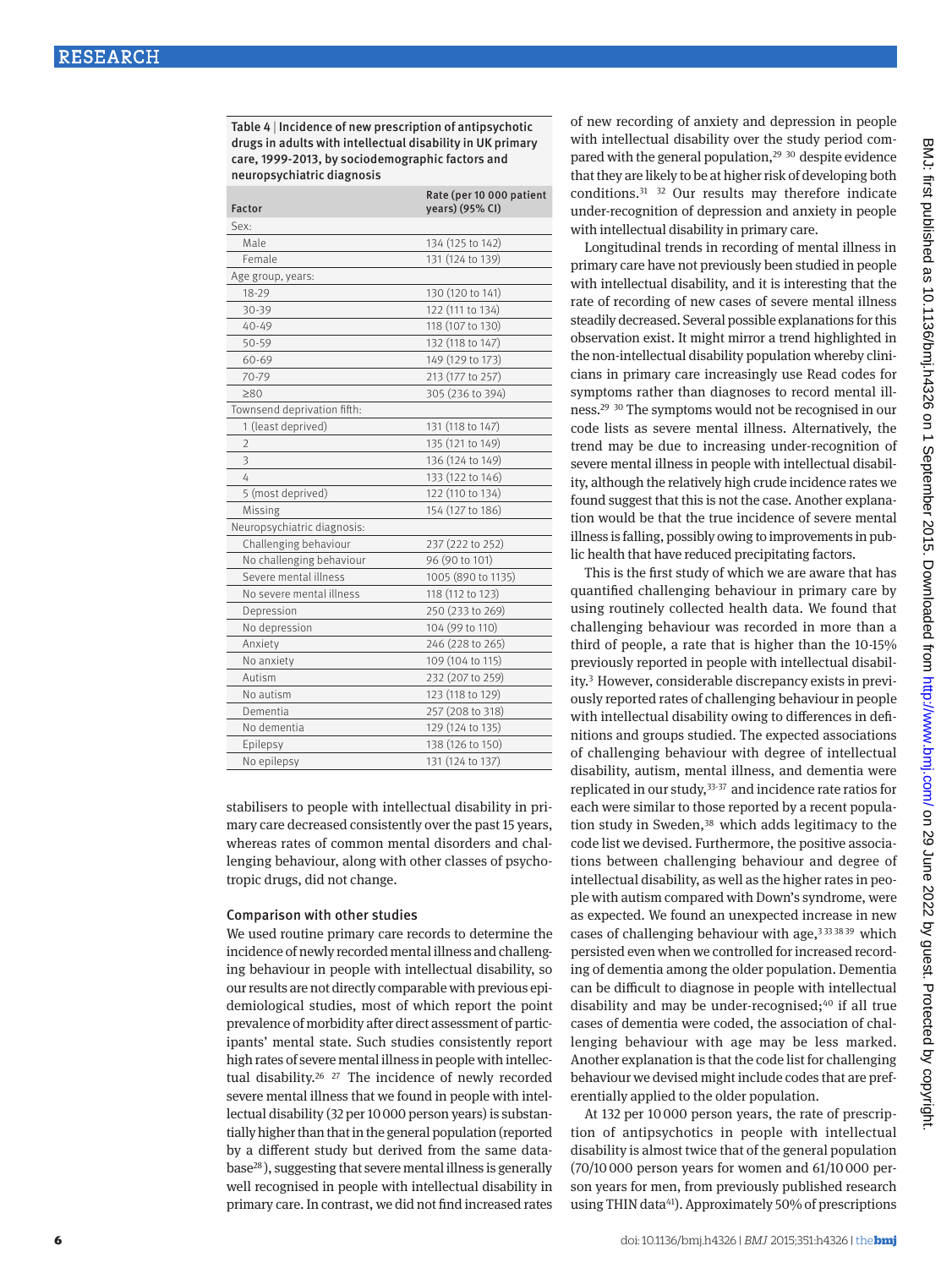**Table 4 | Incidence of new prescription of antipsychotic drugs in adults with intellectual disability in UK primary care, 1999-2013, by sociodemographic factors and neuropsychiatric diagnosis**

| Factor | Rate (per 10 000 patient years) (95% CI) |
|---|---|
| Sex: | |
| Male | 134 (125 to 142) |
| Female | 131 (124 to 139) |
| Age group, years: | |
| 18-29 | 130 (120 to 141) |
| 30-39 | 122 (111 to 134) |
| 40-49 | 118 (107 to 130) |
| 50-59 | 132 (118 to 147) |
| 60-69 | 149 (129 to 173) |
| 70-79 | 213 (177 to 257) |
| ≥80 | 305 (236 to 394) |
| Townsend deprivation fifth: | |
| 1 (least deprived) | 131 (118 to 147) |
| 2 | 135 (121 to 149) |
| 3 | 136 (124 to 149) |
| 4 | 133 (122 to 146) |
| 5 (most deprived) | 122 (110 to 134) |
| Missing | 154 (127 to 186) |
| Neuropsychiatric diagnosis: | |
| Challenging behaviour | 237 (222 to 252) |
| No challenging behaviour | 96 (90 to 101) |
| Severe mental illness | 1005 (890 to 1135) |
| No severe mental illness | 118 (112 to 123) |
| Depression | 250 (233 to 269) |
| No depression | 104 (99 to 110) |
| Anxiety | 246 (228 to 265) |
| No anxiety | 109 (104 to 115) |
| Autism | 232 (207 to 259) |
| No autism | 123 (118 to 129) |
| Dementia | 257 (208 to 318) |
| No dementia | 129 (124 to 135) |
| Epilepsy | 138 (126 to 150) |
| No epilepsy | 131 (124 to 137) |

stabilisers to people with intellectual disability in primary care decreased consistently over the past 15 years, whereas rates of common mental disorders and challenging behaviour, along with other classes of psychotropic drugs, did not change.

## Comparison with other studies

We used routine primary care records to determine the incidence of newly recorded mental illness and challenging behaviour in people with intellectual disability, so our results are not directly comparable with previous epidemiological studies, most of which report the point prevalence of morbidity after direct assessment of participants' mental state. Such studies consistently report high rates of severe mental illness in people with intellectual disability.[26 27] The incidence of newly recorded severe mental illness that we found in people with intellectual disability (32 per 10 000 person years) is substantially higher than that in the general population (reported by a different study but derived from the same database[28]), suggesting that severe mental illness is generally well recognised in people with intellectual disability in primary care. In contrast, we did not find increased rates of new recording of anxiety and depression in people with intellectual disability over the study period compared with the general population,[29 30] despite evidence that they are likely to be at higher risk of developing both conditions.[31 32] Our results may therefore indicate under-recognition of depression and anxiety in people with intellectual disability in primary care.

Longitudinal trends in recording of mental illness in primary care have not previously been studied in people with intellectual disability, and it is interesting that the rate of recording of new cases of severe mental illness steadily decreased. Several possible explanations for this observation exist. It might mirror a trend highlighted in the non-intellectual disability population whereby clinicians in primary care increasingly use Read codes for symptoms rather than diagnoses to record mental illness.[29 30] The symptoms would not be recognised in our code lists as severe mental illness. Alternatively, the trend may be due to increasing under-recognition of severe mental illness in people with intellectual disability, although the relatively high crude incidence rates we found suggest that this is not the case. Another explanation would be that the true incidence of severe mental illness is falling, possibly owing to improvements in public health that have reduced precipitating factors.

This is the first study of which we are aware that has quantified challenging behaviour in primary care by using routinely collected health data. We found that challenging behaviour was recorded in more than a third of people, a rate that is higher than the 10-15% previously reported in people with intellectual disability.[3] However, considerable discrepancy exists in previously reported rates of challenging behaviour in people with intellectual disability owing to differences in definitions and groups studied. The expected associations of challenging behaviour with degree of intellectual disability, autism, mental illness, and dementia were replicated in our study,[33-37] and incidence rate ratios for each were similar to those reported by a recent population study in Sweden,[38] which adds legitimacy to the code list we devised. Furthermore, the positive associations between challenging behaviour and degree of intellectual disability, as well as the higher rates in people with autism compared with Down's syndrome, were as expected. We found an unexpected increase in new cases of challenging behaviour with age,[3 33 38 39] which persisted even when we controlled for increased recording of dementia among the older population. Dementia can be difficult to diagnose in people with intellectual disability and may be under-recognised;[40] if all true cases of dementia were coded, the association of challenging behaviour with age may be less marked. Another explanation is that the code list for challenging behaviour we devised might include codes that are preferentially applied to the older population.

At 132 per 10 000 person years, the rate of prescription of antipsychotics in people with intellectual disability is almost twice that of the general population (70/10 000 person years for women and 61/10 000 person years for men, from previously published research using THIN data[41]). Approximately 50% of prescriptions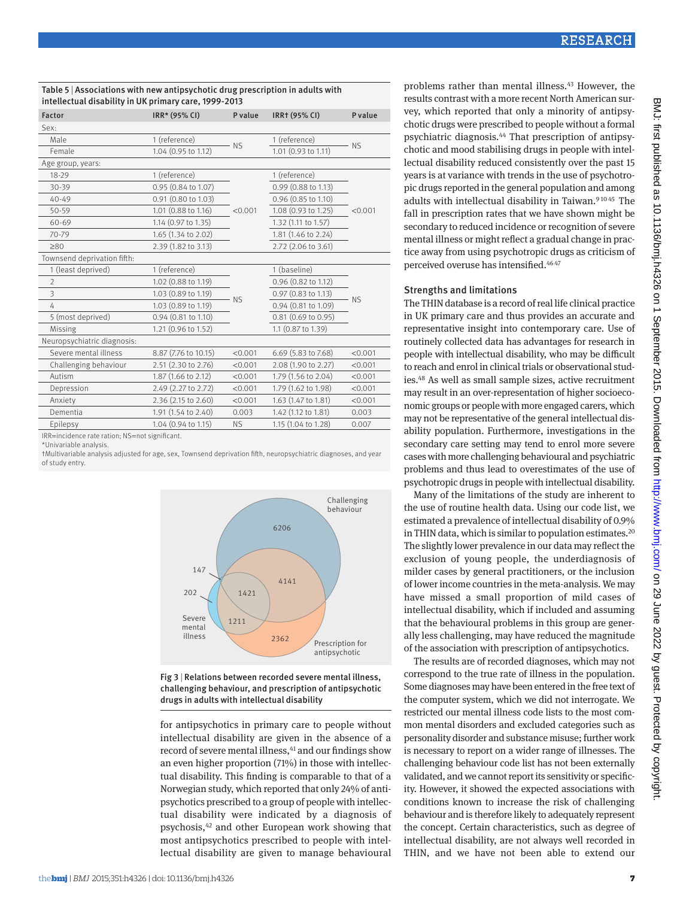**Table 5** | **Associations with new antipsychotic drug prescription in adults with intellectual disability in UK primary care, 1999-2013**

| Factor | IRR* (95% CI) | P value | IRR† (95% CI) | P value |
|---|---|---|---|---|
| Sex: | | | | |
| Male | 1 (reference) | NS | 1 (reference) | NS |
| Female | 1.04 (0.95 to 1.12) | | 1.01 (0.93 to 1.11) | |
| Age group, years: | | | | |
| 18-29 | 1 (reference) | <0.001 | 1 (reference) | <0.001 |
| 30-39 | 0.95 (0.84 to 1.07) | | 0.99 (0.88 to 1.13) | |
| 40-49 | 0.91 (0.80 to 1.03) | | 0.96 (0.85 to 1.10) | |
| 50-59 | 1.01 (0.88 to 1.16) | | 1.08 (0.93 to 1.25) | |
| 60-69 | 1.14 (0.97 to 1.35) | | 1.32 (1.11 to 1.57) | |
| 70-79 | 1.65 (1.34 to 2.02) | | 1.81 (1.46 to 2.24) | |
| ≥80 | 2.39 (1.82 to 3.13) | | 2.72 (2.06 to 3.61) | |
| Townsend deprivation fifth: | | | | |
| 1 (least deprived) | 1 (reference) | NS | 1 (baseline) | NS |
| 2 | 1.02 (0.88 to 1.19) | | 0.96 (0.82 to 1.12) | |
| 3 | 1.03 (0.89 to 1.19) | | 0.97 (0.83 to 1.13) | |
| 4 | 1.03 (0.89 to 1.19) | | 0.94 (0.81 to 1.09) | |
| 5 (most deprived) | 0.94 (0.81 to 1.10) | | 0.81 (0.69 to 0.95) | |
| Missing | 1.21 (0.96 to 1.52) | | 1.1 (0.87 to 1.39) | |
| Neuropsychiatric diagnosis: | | | | |
| Severe mental illness | 8.87 (7.76 to 10.15) | <0.001 | 6.69 (5.83 to 7.68) | <0.001 |
| Challenging behaviour | 2.51 (2.30 to 2.76) | <0.001 | 2.08 (1.90 to 2.27) | <0.001 |
| Autism | 1.87 (1.66 to 2.12) | <0.001 | 1.79 (1.56 to 2.04) | <0.001 |
| Depression | 2.49 (2.27 to 2.72) | <0.001 | 1.79 (1.62 to 1.98) | <0.001 |
| Anxiety | 2.36 (2.15 to 2.60) | <0.001 | 1.63 (1.47 to 1.81) | <0.001 |
| Dementia | 1.91 (1.54 to 2.40) | 0.003 | 1.42 (1.12 to 1.81) | 0.003 |
| Epilepsy | 1.04 (0.94 to 1.15) | NS | 1.15 (1.04 to 1.28) | 0.007 |

IRR=incidence rate ration; NS=not significant.
*Univariable analysis.
†Multivariable analysis adjusted for age, sex, Townsend deprivation fifth, neuropsychiatric diagnoses, and year of study entry.

Challenging behaviour
6206
147
4141
202
1421
Severe mental illness
1211
2362
Prescription for antipsychotic

Fig 3 | **Relations between recorded severe mental illness, challenging behaviour, and prescription of antipsychotic drugs in adults with intellectual disability**

for antipsychotics in primary care to people without intellectual disability are given in the absence of a record of severe mental illness,[41] and our findings show an even higher proportion (71%) in those with intellectual disability. This finding is comparable to that of a Norwegian study, which reported that only 24% of antipsychotics prescribed to a group of people with intellectual disability were indicated by a diagnosis of psychosis,[42] and other European work showing that most antipsychotics prescribed to people with intellectual disability are given to manage behavioural problems rather than mental illness.[43] However, the results contrast with a more recent North American survey, which reported that only a minority of antipsychotic drugs were prescribed to people without a formal psychiatric diagnosis.[44] That prescription of antipsychotic and mood stabilising drugs in people with intellectual disability reduced consistently over the past 15 years is at variance with trends in the use of psychotropic drugs reported in the general population and among adults with intellectual disability in Taiwan.[9 10 45] The fall in prescription rates that we have shown might be secondary to reduced incidence or recognition of severe mental illness or might reflect a gradual change in practice away from using psychotropic drugs as criticism of perceived overuse has intensified.[46 47]

### Strengths and limitations

The THIN database is a record of real life clinical practice in UK primary care and thus provides an accurate and representative insight into contemporary care. Use of routinely collected data has advantages for research in people with intellectual disability, who may be difficult to reach and enrol in clinical trials or observational studies.[48] As well as small sample sizes, active recruitment may result in an over-representation of higher socioeconomic groups or people with more engaged carers, which may not be representative of the general intellectual disability population. Furthermore, investigations in the secondary care setting may tend to enrol more severe cases with more challenging behavioural and psychiatric problems and thus lead to overestimates of the use of psychotropic drugs in people with intellectual disability.

Many of the limitations of the study are inherent to the use of routine health data. Using our code list, we estimated a prevalence of intellectual disability of 0.9% in THIN data, which is similar to population estimates.[20] The slightly lower prevalence in our data may reflect the exclusion of young people, the underdiagnosis of milder cases by general practitioners, or the inclusion of lower income countries in the meta-analysis. We may have missed a small proportion of mild cases of intellectual disability, which if included and assuming that the behavioural problems in this group are generally less challenging, may have reduced the magnitude of the association with prescription of antipsychotics.

The results are of recorded diagnoses, which may not correspond to the true rate of illness in the population. Some diagnoses may have been entered in the free text of the computer system, which we did not interrogate. We restricted our mental illness code lists to the most common mental disorders and excluded categories such as personality disorder and substance misuse; further work is necessary to report on a wider range of illnesses. The challenging behaviour code list has not been externally validated, and we cannot report its sensitivity or specificity. However, it showed the expected associations with conditions known to increase the risk of challenging behaviour and is therefore likely to adequately represent the concept. Certain characteristics, such as degree of intellectual disability, are not always well recorded in THIN, and we have not been able to extend our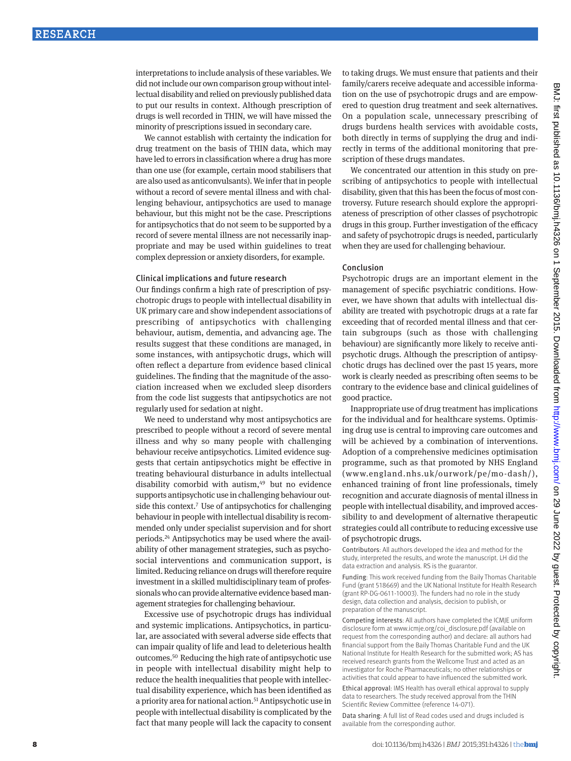interpretations to include analysis of these variables. We did not include our own comparison group without intellectual disability and relied on previously published data to put our results in context. Although prescription of drugs is well recorded in THIN, we will have missed the minority of prescriptions issued in secondary care.

We cannot establish with certainty the indication for drug treatment on the basis of THIN data, which may have led to errors in classification where a drug has more than one use (for example, certain mood stabilisers that are also used as anticonvulsants). We infer that in people without a record of severe mental illness and with challenging behaviour, antipsychotics are used to manage behaviour, but this might not be the case. Prescriptions for antipsychotics that do not seem to be supported by a record of severe mental illness are not necessarily inappropriate and may be used within guidelines to treat complex depression or anxiety disorders, for example.

### Clinical implications and future research

Our findings confirm a high rate of prescription of psychotropic drugs to people with intellectual disability in UK primary care and show independent associations of prescribing of antipsychotics with challenging behaviour, autism, dementia, and advancing age. The results suggest that these conditions are managed, in some instances, with antipsychotic drugs, which will often reflect a departure from evidence based clinical guidelines. The finding that the magnitude of the association increased when we excluded sleep disorders from the code list suggests that antipsychotics are not regularly used for sedation at night.

We need to understand why most antipsychotics are prescribed to people without a record of severe mental illness and why so many people with challenging behaviour receive antipsychotics. Limited evidence suggests that certain antipsychotics might be effective in treating behavioural disturbance in adults intellectual disability comorbid with autism,[49] but no evidence supports antipsychotic use in challenging behaviour outside this context.[7] Use of antipsychotics for challenging behaviour in people with intellectual disability is recommended only under specialist supervision and for short periods.[24] Antipsychotics may be used where the availability of other management strategies, such as psychosocial interventions and communication support, is limited. Reducing reliance on drugs will therefore require investment in a skilled multidisciplinary team of professionals who can provide alternative evidence based management strategies for challenging behaviour.

Excessive use of psychotropic drugs has individual and systemic implications. Antipsychotics, in particular, are associated with several adverse side effects that can impair quality of life and lead to deleterious health outcomes.[50] Reducing the high rate of antipsychotic use in people with intellectual disability might help to reduce the health inequalities that people with intellectual disability experience, which has been identified as a priority area for national action.[51] Antipsychotic use in people with intellectual disability is complicated by the fact that many people will lack the capacity to consent to taking drugs. We must ensure that patients and their family/carers receive adequate and accessible information on the use of psychotropic drugs and are empowered to question drug treatment and seek alternatives. On a population scale, unnecessary prescribing of drugs burdens health services with avoidable costs, both directly in terms of supplying the drug and indirectly in terms of the additional monitoring that prescription of these drugs mandates.

We concentrated our attention in this study on prescribing of antipsychotics to people with intellectual disability, given that this has been the focus of most controversy. Future research should explore the appropriateness of prescription of other classes of psychotropic drugs in this group. Further investigation of the efficacy and safety of psychotropic drugs is needed, particularly when they are used for challenging behaviour.

### Conclusion

Psychotropic drugs are an important element in the management of specific psychiatric conditions. However, we have shown that adults with intellectual disability are treated with psychotropic drugs at a rate far exceeding that of recorded mental illness and that certain subgroups (such as those with challenging behaviour) are significantly more likely to receive antipsychotic drugs. Although the prescription of antipsychotic drugs has declined over the past 15 years, more work is clearly needed as prescribing often seems to be contrary to the evidence base and clinical guidelines of good practice.

Inappropriate use of drug treatment has implications for the individual and for healthcare systems. Optimising drug use is central to improving care outcomes and will be achieved by a combination of interventions. Adoption of a comprehensive medicines optimisation programme, such as that promoted by NHS England (www.england.nhs.uk/ourwork/pe/mo-dash/), enhanced training of front line professionals, timely recognition and accurate diagnosis of mental illness in people with intellectual disability, and improved accessibility to and development of alternative therapeutic strategies could all contribute to reducing excessive use of psychotropic drugs.

**Contributors:** All authors developed the idea and method for the study, interpreted the results, and wrote the manuscript. LH did the data extraction and analysis. RS is the guarantor.

**Funding:** This work received funding from the Baily Thomas Charitable Fund (grant 518669) and the UK National Institute for Health Research (grant RP-DG-0611-10003). The funders had no role in the study design, data collection and analysis, decision to publish, or preparation of the manuscript.

**Competing interests:** All authors have completed the ICMJE uniform disclosure form at www.icmje.org/coi_disclosure.pdf (available on request from the corresponding author) and declare: all authors had financial support from the Baily Thomas Charitable Fund and the UK National Institute for Health Research for the submitted work; AS has received research grants from the Wellcome Trust and acted as an investigator for Roche Pharmaceuticals; no other relationships or activities that could appear to have influenced the submitted work.

**Ethical approval:** IMS Health has overall ethical approval to supply data to researchers. The study received approval from the THIN Scientific Review Committee (reference 14-071).

**Data sharing:** A full list of Read codes used and drugs included is available from the corresponding author.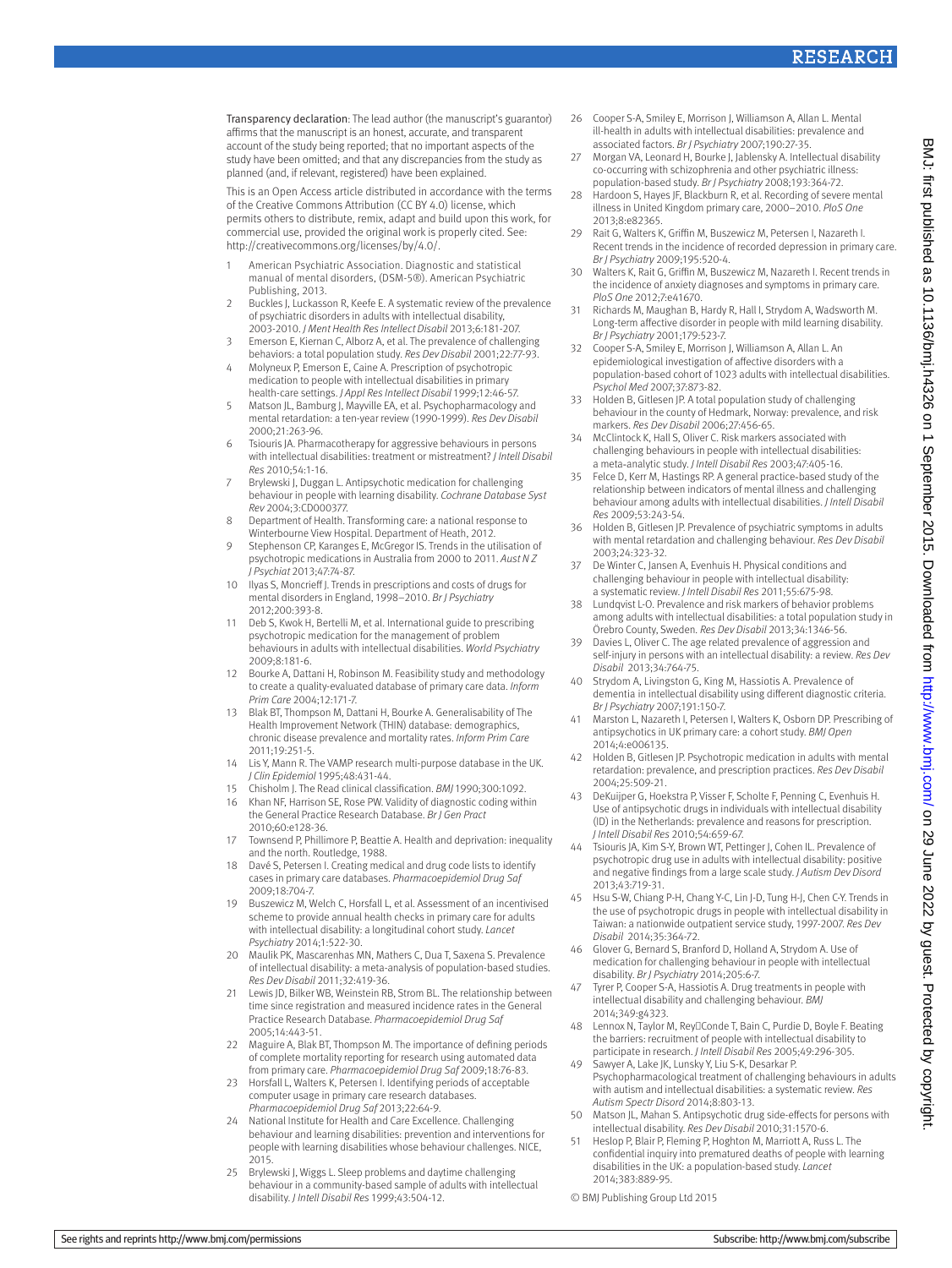Transparency declaration: The lead author (the manuscript's guarantor) affirms that the manuscript is an honest, accurate, and transparent account of the study being reported; that no important aspects of the study have been omitted; and that any discrepancies from the study as planned (and, if relevant, registered) have been explained.

This is an Open Access article distributed in accordance with the terms of the Creative Commons Attribution (CC BY 4.0) license, which permits others to distribute, remix, adapt and build upon this work, for commercial use, provided the original work is properly cited. See: http://creativecommons.org/licenses/by/4.0/.

1. American Psychiatric Association. Diagnostic and statistical manual of mental disorders, (DSM-5®). American Psychiatric Publishing, 2013.
2. Buckles J, Luckasson R, Keefe E. A systematic review of the prevalence of psychiatric disorders in adults with intellectual disability, 2003-2010. *J Ment Health Res Intellect Disabil* 2013;6:181-207.
3. Emerson E, Kiernan C, Alborz A, et al. The prevalence of challenging behaviors: a total population study. *Res Dev Disabil* 2001;22:77-93.
4. Molyneux P, Emerson E, Caine A. Prescription of psychotropic medication to people with intellectual disabilities in primary health-care settings. *J Appl Res Intellect Disabil* 1999;12:46-57.
5. Matson JL, Bamburg J, Mayville EA, et al. Psychopharmacology and mental retardation: a ten-year review (1990-1999). *Res Dev Disabil* 2000;21:263-96.
6. Tsiouris JA. Pharmacotherapy for aggressive behaviours in persons with intellectual disabilities: treatment or mistreatment? *J Intell Disabil Res* 2010;54:1-16.
7. Brylewski J, Duggan L. Antipsychotic medication for challenging behaviour in people with learning disability. *Cochrane Database Syst Rev* 2004;3:CD000377.
8. Department of Health. Transforming care: a national response to Winterbourne View Hospital. Department of Heath, 2012.
9. Stephenson CP, Karanges E, McGregor IS. Trends in the utilisation of psychotropic medications in Australia from 2000 to 2011. *Aust N Z J Psychiat* 2013;47:74-87.
10. Ilyas S, Moncrieff J. Trends in prescriptions and costs of drugs for mental disorders in England, 1998–2010. *Br J Psychiatry* 2012;200:393-8.
11. Deb S, Kwok H, Bertelli M, et al. International guide to prescribing psychotropic medication for the management of problem behaviours in adults with intellectual disabilities. *World Psychiatry* 2009;8:181-6.
12. Bourke A, Dattani H, Robinson M. Feasibility study and methodology to create a quality-evaluated database of primary care data. *Inform Prim Care* 2004;12:171-7.
13. Blak BT, Thompson M, Dattani H, Bourke A. Generalisability of The Health Improvement Network (THIN) database: demographics, chronic disease prevalence and mortality rates. *Inform Prim Care* 2011;19:251-5.
14. Lis Y, Mann R. The VAMP research multi-purpose database in the UK. *J Clin Epidemiol* 1995;48:431-44.
15. Chisholm J. The Read clinical classification. *BMJ* 1990;300:1092.
16. Khan NF, Harrison SE, Rose PW. Validity of diagnostic coding within the General Practice Research Database. *Br J Gen Pract* 2010;60:e128-36.
17. Townsend P, Phillimore P, Beattie A. Health and deprivation: inequality and the north. Routledge, 1988.
18. Davé S, Petersen I. Creating medical and drug code lists to identify cases in primary care databases. *Pharmacoepidemiol Drug Saf* 2009;18:704-7.
19. Buszewicz M, Welch C, Horsfall L, et al. Assessment of an incentivised scheme to provide annual health checks in primary care for adults with intellectual disability: a longitudinal cohort study. *Lancet Psychiatry* 2014;1:522-30.
20. Maulik PK, Mascarenhas MN, Mathers C, Dua T, Saxena S. Prevalence of intellectual disability: a meta-analysis of population-based studies. *Res Dev Disabil* 2011;32:419-36.
21. Lewis JD, Bilker WB, Weinstein RB, Strom BL. The relationship between time since registration and measured incidence rates in the General Practice Research Database. *Pharmacoepidemiol Drug Saf* 2005;14:443-51.
22. Maguire A, Blak BT, Thompson M. The importance of defining periods of complete mortality reporting for research using automated data from primary care. *Pharmacoepidemiol Drug Saf* 2009;18:76-83.
23. Horsfall L, Walters K, Petersen I. Identifying periods of acceptable computer usage in primary care research databases. *Pharmacoepidemiol Drug Saf* 2013;22:64-9.
24. National Institute for Health and Care Excellence. Challenging behaviour and learning disabilities: prevention and interventions for people with learning disabilities whose behaviour challenges. NICE, 2015.
25. Brylewski J, Wiggs L. Sleep problems and daytime challenging behaviour in a community-based sample of adults with intellectual disability. *J Intell Disabil Res* 1999;43:504-12.
26. Cooper S-A, Smiley E, Morrison J, Williamson A, Allan L. Mental ill-health in adults with intellectual disabilities: prevalence and associated factors. *Br J Psychiatry* 2007;190:27-35.
27. Morgan VA, Leonard H, Bourke J, Jablensky A. Intellectual disability co-occurring with schizophrenia and other psychiatric illness: population-based study. *Br J Psychiatry* 2008;193:364-72.
28. Hardoon S, Hayes JF, Blackburn R, et al. Recording of severe mental illness in United Kingdom primary care, 2000–2010. *PloS One* 2013;8:e82365.
29. Rait G, Walters K, Griffin M, Buszewicz M, Petersen I, Nazareth I. Recent trends in the incidence of recorded depression in primary care. *Br J Psychiatry* 2009;195:520-4.
30. Walters K, Rait G, Griffin M, Buszewicz M, Nazareth I. Recent trends in the incidence of anxiety diagnoses and symptoms in primary care. *PloS One* 2012;7:e41670.
31. Richards M, Maughan B, Hardy R, Hall I, Strydom A, Wadsworth M. Long-term affective disorder in people with mild learning disability. *Br J Psychiatry* 2001;179:523-7.
32. Cooper S-A, Smiley E, Morrison J, Williamson A, Allan L. An epidemiological investigation of affective disorders with a population-based cohort of 1023 adults with intellectual disabilities. *Psychol Med* 2007;37:873-82.
33. Holden B, Gitlesen JP. A total population study of challenging behaviour in the county of Hedmark, Norway: prevalence, and risk markers. *Res Dev Disabil* 2006;27:456-65.
34. McClintock K, Hall S, Oliver C. Risk markers associated with challenging behaviours in people with intellectual disabilities: a meta-analytic study. *J Intell Disabil Res* 2003;47:405-16.
35. Felce D, Kerr M, Hastings RP. A general practice-based study of the relationship between indicators of mental illness and challenging behaviour among adults with intellectual disabilities. *J Intell Disabil Res* 2009;53:243-54.
36. Holden B, Gitlesen JP. Prevalence of psychiatric symptoms in adults with mental retardation and challenging behaviour. *Res Dev Disabil* 2003;24:323-32.
37. De Winter C, Jansen A, Evenhuis H. Physical conditions and challenging behaviour in people with intellectual disability: a systematic review. *J Intell Disabil Res* 2011;55:675-98.
38. Lundqvist L-O. Prevalence and risk markers of behavior problems among adults with intellectual disabilities: a total population study in Örebro County, Sweden. *Res Dev Disabil* 2013;34:1346-56.
39. Davies L, Oliver C. The age related prevalence of aggression and self-injury in persons with an intellectual disability: a review. *Res Dev Disabil* 2013;34:764-75.
40. Strydom A, Livingston G, King M, Hassiotis A. Prevalence of dementia in intellectual disability using different diagnostic criteria. *Br J Psychiatry* 2007;191:150-7.
41. Marston L, Nazareth I, Petersen I, Walters K, Osborn DP. Prescribing of antipsychotics in UK primary care: a cohort study. *BMJ Open* 2014;4:e006135.
42. Holden B, Gitlesen JP. Psychotropic medication in adults with mental retardation: prevalence, and prescription practices. *Res Dev Disabil* 2004;25:509-21.
43. DeKuijper G, Hoekstra P, Visser F, Scholte F, Penning C, Evenhuis H. Use of antipsychotic drugs in individuals with intellectual disability (ID) in the Netherlands: prevalence and reasons for prescription. *J Intell Disabil Res* 2010;54:659-67.
44. Tsiouris JA, Kim S-Y, Brown WT, Pettinger J, Cohen IL. Prevalence of psychotropic drug use in adults with intellectual disability: positive and negative findings from a large scale study. *J Autism Dev Disord* 2013;43:719-31.
45. Hsu S-W, Chiang P-H, Chang Y-C, Lin J-D, Tung H-J, Chen C-Y. Trends in the use of psychotropic drugs in people with intellectual disability in Taiwan: a nationwide outpatient service study, 1997-2007. *Res Dev Disabil* 2014;35:364-72.
46. Glover G, Bernard S, Branford D, Holland A, Strydom A. Use of medication for challenging behaviour in people with intellectual disability. *Br J Psychiatry* 2014;205:6-7.
47. Tyrer P, Cooper S-A, Hassiotis A. Drug treatments in people with intellectual disability and challenging behaviour. *BMJ* 2014;349:g4323.
48. Lennox N, Taylor M, Rey-Conde T, Bain C, Purdie D, Boyle F. Beating the barriers: recruitment of people with intellectual disability to participate in research. *J Intell Disabil Res* 2005;49:296-305.
49. Sawyer A, Lake JK, Lunsky Y, Liu S-K, Desarkar P. Psychopharmacological treatment of challenging behaviours in adults with autism and intellectual disabilities: a systematic review. *Res Autism Spectr Disord* 2014;8:803-13.
50. Matson JL, Mahan S. Antipsychotic drug side-effects for persons with intellectual disability. *Res Dev Disabil* 2010;31:1570-6.
51. Heslop P, Blair P, Fleming P, Hoghton M, Marriott A, Russ L. The confidential inquiry into premature deaths of people with learning disabilities in the UK: a population-based study. *Lancet* 2014;383:889-95.

© BMJ Publishing Group Ltd 2015